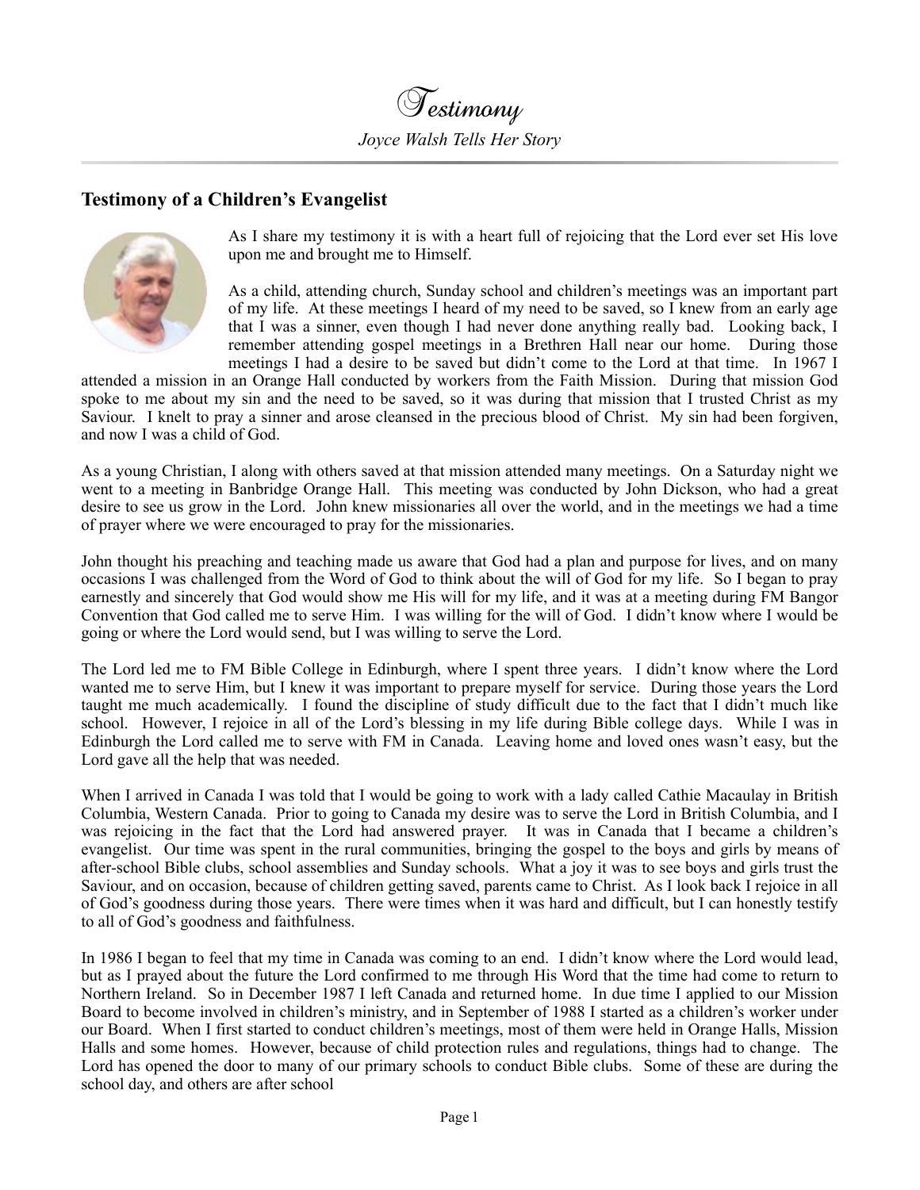# Testimony

*Joyce Walsh Tells Her Story*

## Testimony of a Children's Evangelist

As I share my testimony it is with a heart full of rejoicing that the Lord ever set His love upon me and brought me to Himself.

As a child, attending church, Sunday school and children's meetings was an important part of my life. At these meetings I heard of my need to be saved, so I knew from an early age that I was a sinner, even though I had never done anything really bad. Looking back, I remember attending gospel meetings in a Brethren Hall near our home. During those meetings I had a desire to be saved but didn't come to the Lord at that time. In 1967 I attended a mission in an Orange Hall conducted by workers from the Faith Mission. During that mission God spoke to me about my sin and the need to be saved, so it was during that mission that I trusted Christ as my Saviour. I knelt to pray a sinner and arose cleansed in the precious blood of Christ. My sin had been forgiven, and now I was a child of God.

As a young Christian, I along with others saved at that mission attended many meetings. On a Saturday night we went to a meeting in Banbridge Orange Hall. This meeting was conducted by John Dickson, who had a great desire to see us grow in the Lord. John knew missionaries all over the world, and in the meetings we had a time of prayer where we were encouraged to pray for the missionaries.

John thought his preaching and teaching made us aware that God had a plan and purpose for lives, and on many occasions I was challenged from the Word of God to think about the will of God for my life. So I began to pray earnestly and sincerely that God would show me His will for my life, and it was at a meeting during FM Bangor Convention that God called me to serve Him. I was willing for the will of God. I didn't know where I would be going or where the Lord would send, but I was willing to serve the Lord.

The Lord led me to FM Bible College in Edinburgh, where I spent three years. I didn't know where the Lord wanted me to serve Him, but I knew it was important to prepare myself for service. During those years the Lord taught me much academically. I found the discipline of study difficult due to the fact that I didn't much like school. However, I rejoice in all of the Lord's blessing in my life during Bible college days. While I was in Edinburgh the Lord called me to serve with FM in Canada. Leaving home and loved ones wasn't easy, but the Lord gave all the help that was needed.

When I arrived in Canada I was told that I would be going to work with a lady called Cathie Macaulay in British Columbia, Western Canada. Prior to going to Canada my desire was to serve the Lord in British Columbia, and I was rejoicing in the fact that the Lord had answered prayer. It was in Canada that I became a children's evangelist. Our time was spent in the rural communities, bringing the gospel to the boys and girls by means of after-school Bible clubs, school assemblies and Sunday schools. What a joy it was to see boys and girls trust the Saviour, and on occasion, because of children getting saved, parents came to Christ. As I look back I rejoice in all of God's goodness during those years. There were times when it was hard and difficult, but I can honestly testify to all of God's goodness and faithfulness.

In 1986 I began to feel that my time in Canada was coming to an end. I didn't know where the Lord would lead, but as I prayed about the future the Lord confirmed to me through His Word that the time had come to return to Northern Ireland. So in December 1987 I left Canada and returned home. In due time I applied to our Mission Board to become involved in children's ministry, and in September of 1988 I started as a children's worker under our Board. When I first started to conduct children's meetings, most of them were held in Orange Halls, Mission Halls and some homes. However, because of child protection rules and regulations, things had to change. The Lord has opened the door to many of our primary schools to conduct Bible clubs. Some of these are during the school day, and others are after school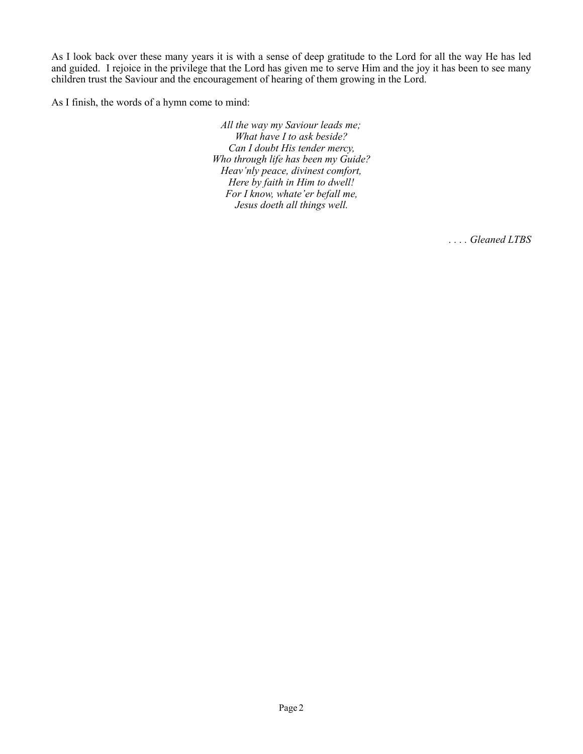As I look back over these many years it is with a sense of deep gratitude to the Lord for all the way He has led and guided. I rejoice in the privilege that the Lord has given me to serve Him and the joy it has been to see many children trust the Saviour and the encouragement of hearing of them growing in the Lord.

As I finish, the words of a hymn come to mind:

*All the way my Saviour leads me;*
*What have I to ask beside?*
*Can I doubt His tender mercy,*
*Who through life has been my Guide?*
*Heav'nly peace, divinest comfort,*
*Here by faith in Him to dwell!*
*For I know, whate'er befall me,*
*Jesus doeth all things well.*

. . . . *Gleaned LTBS*